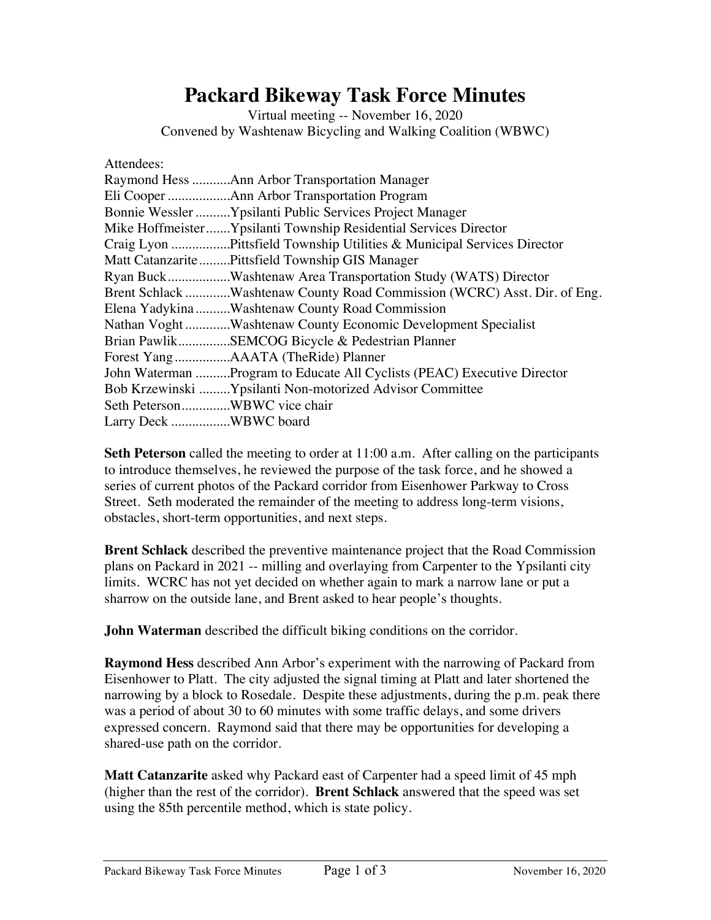# Packard Bikeway Task Force Minutes

Virtual meeting -- November 16, 2020
Convened by Washtenaw Bicycling and Walking Coalition (WBWC)

Attendees:

- Raymond Hess ...........Ann Arbor Transportation Manager
- Eli Cooper ..................Ann Arbor Transportation Program
- Bonnie Wessler ..........Ypsilanti Public Services Project Manager
- Mike Hoffmeister.......Ypsilanti Township Residential Services Director
- Craig Lyon .................Pittsfield Township Utilities & Municipal Services Director
- Matt Catanzarite.........Pittsfield Township GIS Manager
- Ryan Buck..................Washtenaw Area Transportation Study (WATS) Director
- Brent Schlack .............Washtenaw County Road Commission (WCRC) Asst. Dir. of Eng.
- Elena Yadykina..........Washtenaw County Road Commission
- Nathan Voght .............Washtenaw County Economic Development Specialist
- Brian Pawlik...............SEMCOG Bicycle & Pedestrian Planner
- Forest Yang ................AAATA (TheRide) Planner
- John Waterman ..........Program to Educate All Cyclists (PEAC) Executive Director
- Bob Krzewinski .........Ypsilanti Non-motorized Advisor Committee
- Seth Peterson.............WBWC vice chair
- Larry Deck .................WBWC board

**Seth Peterson** called the meeting to order at 11:00 a.m. After calling on the participants to introduce themselves, he reviewed the purpose of the task force, and he showed a series of current photos of the Packard corridor from Eisenhower Parkway to Cross Street. Seth moderated the remainder of the meeting to address long-term visions, obstacles, short-term opportunities, and next steps.

**Brent Schlack** described the preventive maintenance project that the Road Commission plans on Packard in 2021 -- milling and overlaying from Carpenter to the Ypsilanti city limits. WCRC has not yet decided on whether again to mark a narrow lane or put a sharrow on the outside lane, and Brent asked to hear people's thoughts.

**John Waterman** described the difficult biking conditions on the corridor.

**Raymond Hess** described Ann Arbor's experiment with the narrowing of Packard from Eisenhower to Platt. The city adjusted the signal timing at Platt and later shortened the narrowing by a block to Rosedale. Despite these adjustments, during the p.m. peak there was a period of about 30 to 60 minutes with some traffic delays, and some drivers expressed concern. Raymond said that there may be opportunities for developing a shared-use path on the corridor.

**Matt Catanzarite** asked why Packard east of Carpenter had a speed limit of 45 mph (higher than the rest of the corridor). **Brent Schlack** answered that the speed was set using the 85th percentile method, which is state policy.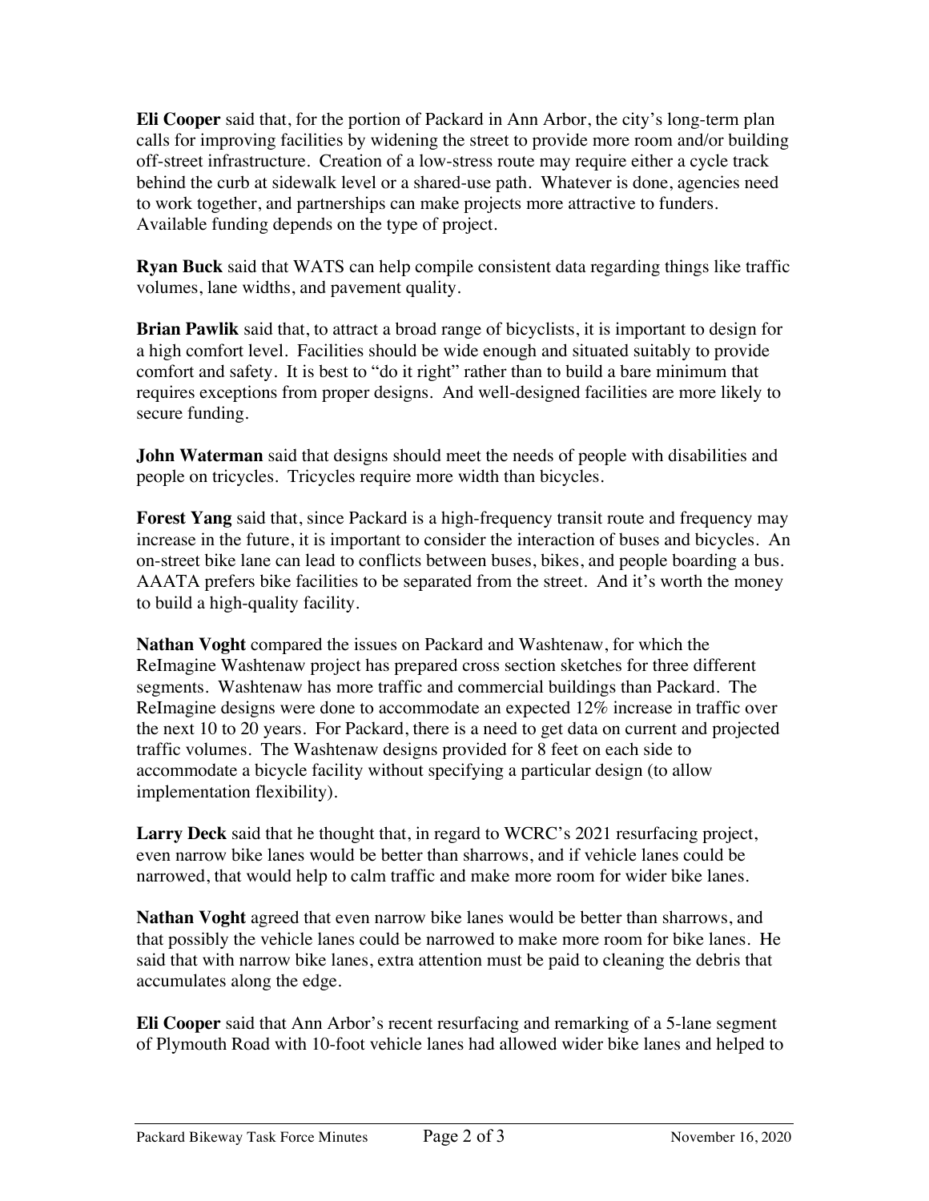**Eli Cooper** said that, for the portion of Packard in Ann Arbor, the city's long-term plan calls for improving facilities by widening the street to provide more room and/or building off-street infrastructure. Creation of a low-stress route may require either a cycle track behind the curb at sidewalk level or a shared-use path. Whatever is done, agencies need to work together, and partnerships can make projects more attractive to funders. Available funding depends on the type of project.

**Ryan Buck** said that WATS can help compile consistent data regarding things like traffic volumes, lane widths, and pavement quality.

**Brian Pawlik** said that, to attract a broad range of bicyclists, it is important to design for a high comfort level. Facilities should be wide enough and situated suitably to provide comfort and safety. It is best to "do it right" rather than to build a bare minimum that requires exceptions from proper designs. And well-designed facilities are more likely to secure funding.

**John Waterman** said that designs should meet the needs of people with disabilities and people on tricycles. Tricycles require more width than bicycles.

**Forest Yang** said that, since Packard is a high-frequency transit route and frequency may increase in the future, it is important to consider the interaction of buses and bicycles. An on-street bike lane can lead to conflicts between buses, bikes, and people boarding a bus. AAATA prefers bike facilities to be separated from the street. And it's worth the money to build a high-quality facility.

**Nathan Voght** compared the issues on Packard and Washtenaw, for which the ReImagine Washtenaw project has prepared cross section sketches for three different segments. Washtenaw has more traffic and commercial buildings than Packard. The ReImagine designs were done to accommodate an expected 12% increase in traffic over the next 10 to 20 years. For Packard, there is a need to get data on current and projected traffic volumes. The Washtenaw designs provided for 8 feet on each side to accommodate a bicycle facility without specifying a particular design (to allow implementation flexibility).

**Larry Deck** said that he thought that, in regard to WCRC's 2021 resurfacing project, even narrow bike lanes would be better than sharrows, and if vehicle lanes could be narrowed, that would help to calm traffic and make more room for wider bike lanes.

**Nathan Voght** agreed that even narrow bike lanes would be better than sharrows, and that possibly the vehicle lanes could be narrowed to make more room for bike lanes. He said that with narrow bike lanes, extra attention must be paid to cleaning the debris that accumulates along the edge.

**Eli Cooper** said that Ann Arbor's recent resurfacing and remarking of a 5-lane segment of Plymouth Road with 10-foot vehicle lanes had allowed wider bike lanes and helped to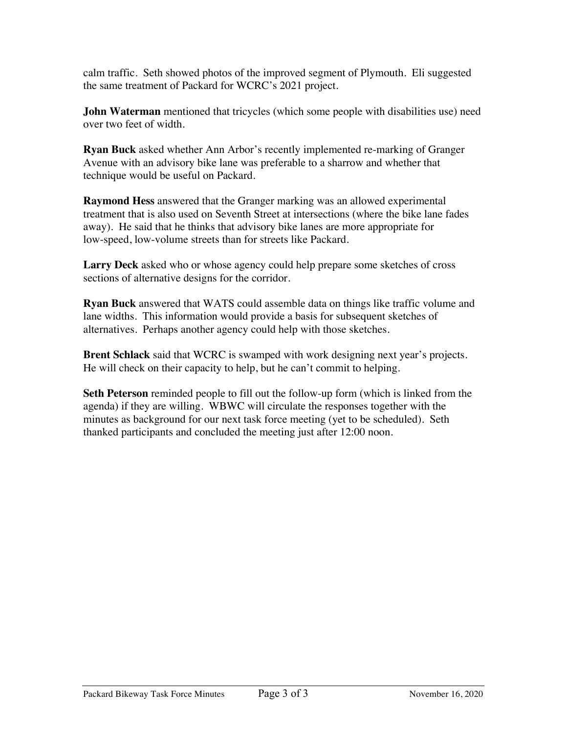calm traffic. Seth showed photos of the improved segment of Plymouth. Eli suggested the same treatment of Packard for WCRC's 2021 project.

**John Waterman** mentioned that tricycles (which some people with disabilities use) need over two feet of width.

**Ryan Buck** asked whether Ann Arbor's recently implemented re-marking of Granger Avenue with an advisory bike lane was preferable to a sharrow and whether that technique would be useful on Packard.

**Raymond Hess** answered that the Granger marking was an allowed experimental treatment that is also used on Seventh Street at intersections (where the bike lane fades away). He said that he thinks that advisory bike lanes are more appropriate for low-speed, low-volume streets than for streets like Packard.

**Larry Deck** asked who or whose agency could help prepare some sketches of cross sections of alternative designs for the corridor.

**Ryan Buck** answered that WATS could assemble data on things like traffic volume and lane widths. This information would provide a basis for subsequent sketches of alternatives. Perhaps another agency could help with those sketches.

**Brent Schlack** said that WCRC is swamped with work designing next year's projects. He will check on their capacity to help, but he can't commit to helping.

**Seth Peterson** reminded people to fill out the follow-up form (which is linked from the agenda) if they are willing. WBWC will circulate the responses together with the minutes as background for our next task force meeting (yet to be scheduled). Seth thanked participants and concluded the meeting just after 12:00 noon.